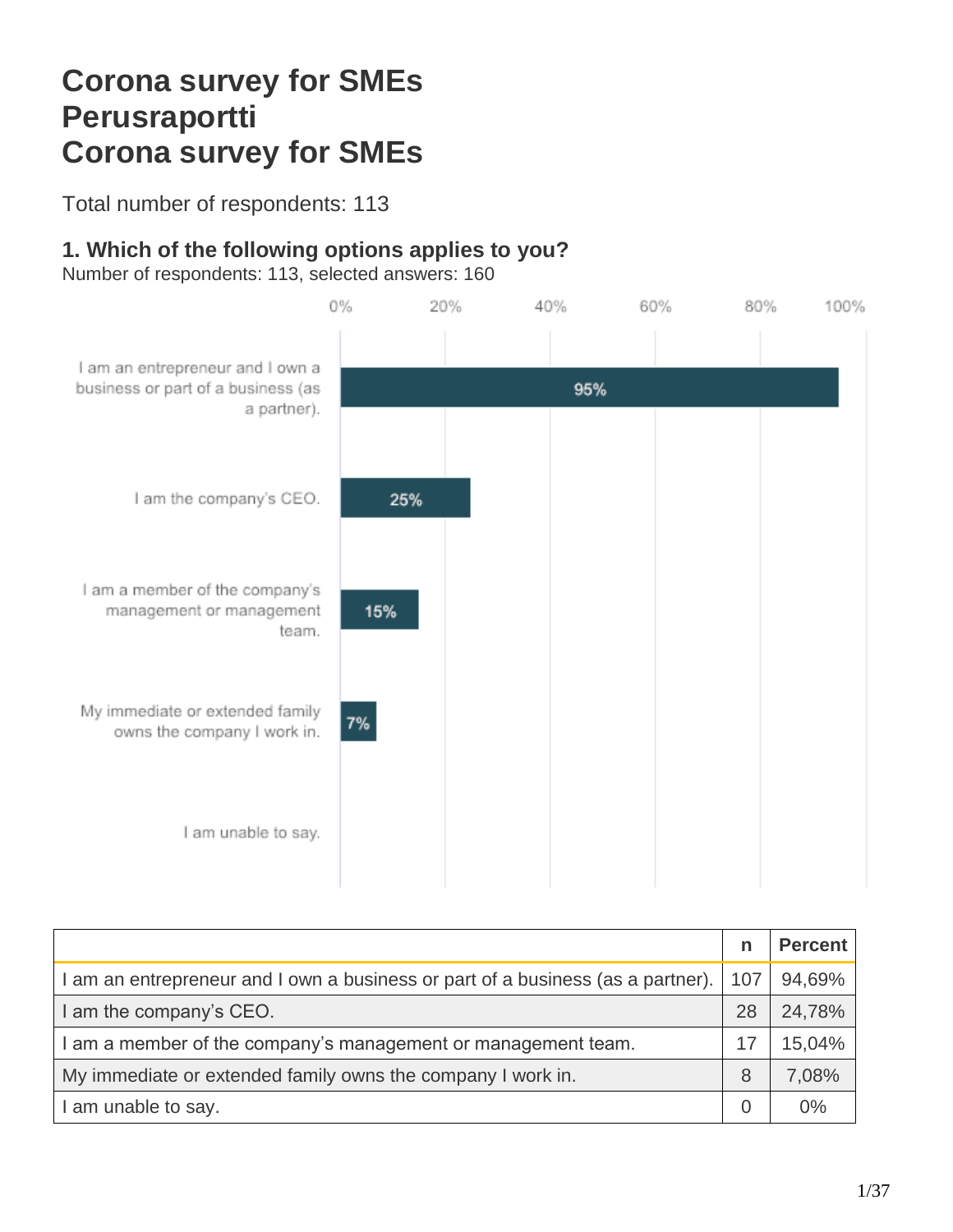# Corona survey for SMEs
# Perusraportti
# Corona survey for SMEs

Total number of respondents: 113

### 1. Which of the following options applies to you?

Number of respondents: 113, selected answers: 160

| | n | Percent |
|---|---|---|
| I am an entrepreneur and I own a business or part of a business (as a partner). | 107 | 94,69% |
| I am the company's CEO. | 28 | 24,78% |
| I am a member of the company's management or management team. | 17 | 15,04% |
| My immediate or extended family owns the company I work in. | 8 | 7,08% |
| I am unable to say. | 0 | 0% |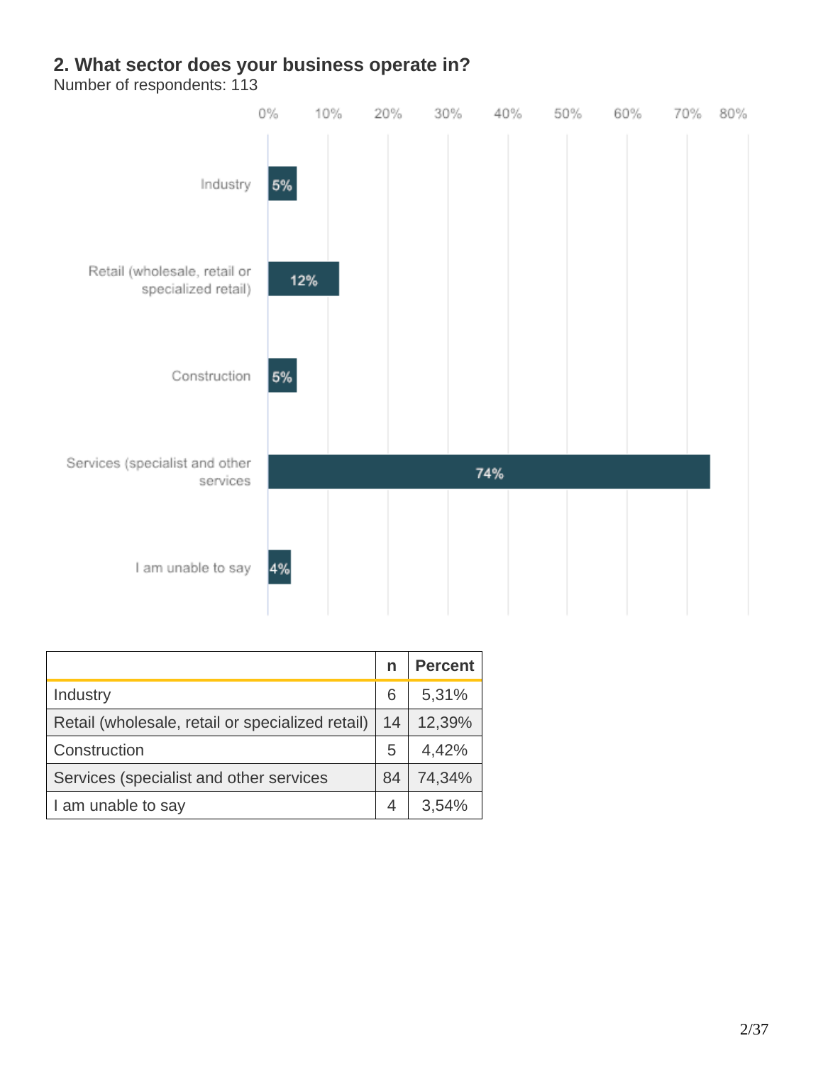## 2. What sector does your business operate in?

Number of respondents: 113

|  | n | Percent |
|---|---|---|
| Industry | 6 | 5,31% |
| Retail (wholesale, retail or specialized retail) | 14 | 12,39% |
| Construction | 5 | 4,42% |
| Services (specialist and other services | 84 | 74,34% |
| I am unable to say | 4 | 3,54% |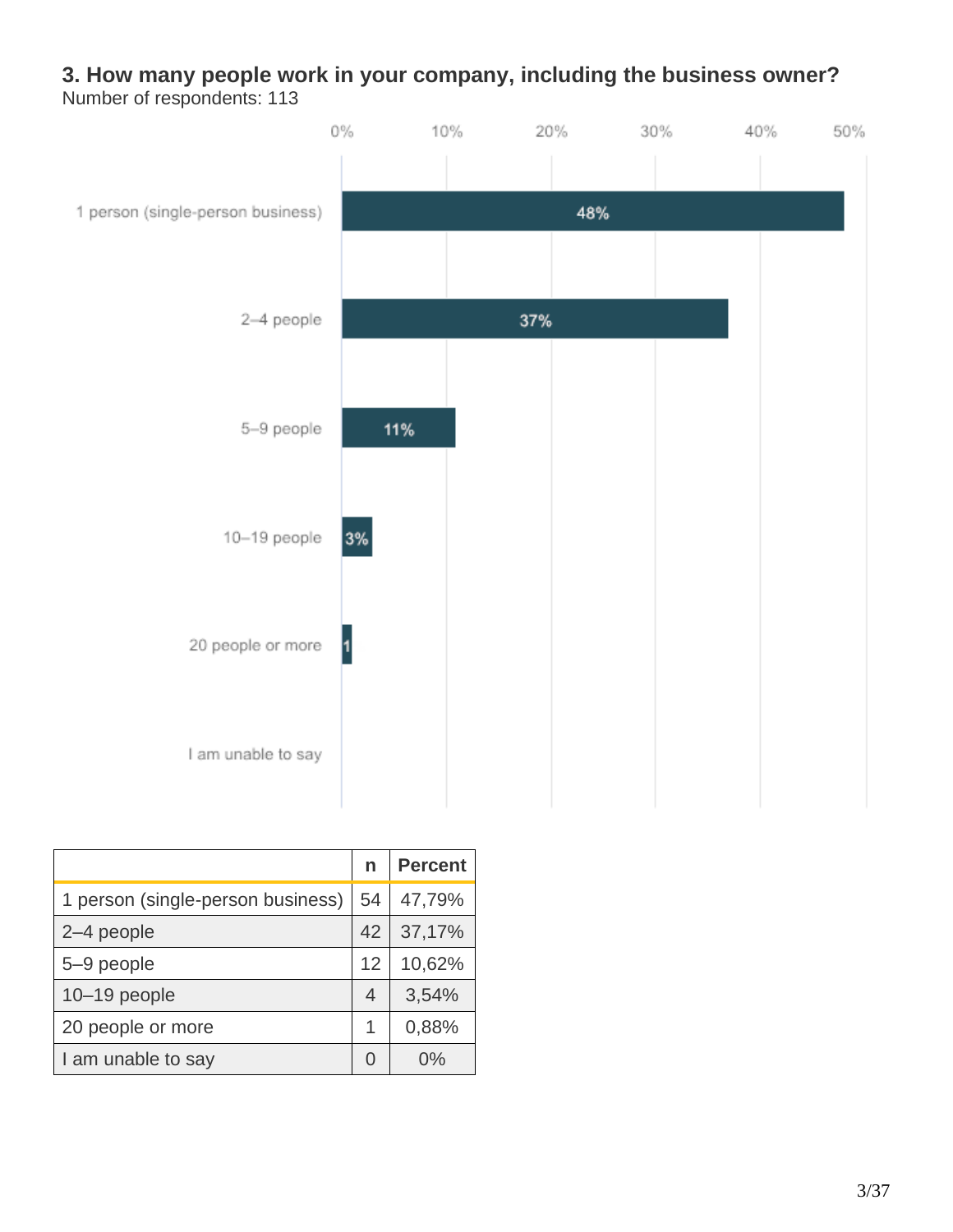### 3. How many people work in your company, including the business owner?

Number of respondents: 113

|  | n | Percent |
|---|---|---|
| 1 person (single-person business) | 54 | 47,79% |
| 2–4 people | 42 | 37,17% |
| 5–9 people | 12 | 10,62% |
| 10–19 people | 4 | 3,54% |
| 20 people or more | 1 | 0,88% |
| I am unable to say | 0 | 0% |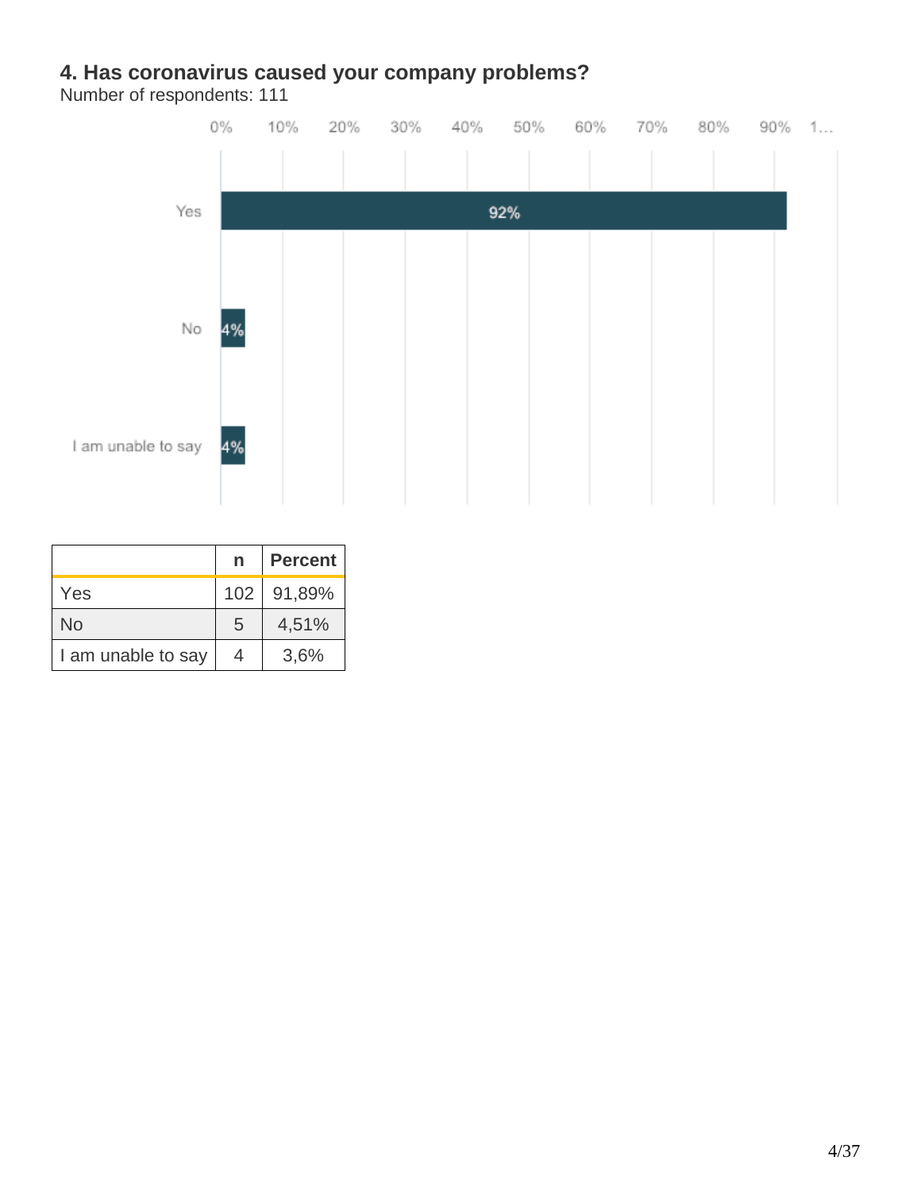## 4. Has coronavirus caused your company problems?

Number of respondents: 111

|  | n | Percent |
|---|---|---|
| Yes | 102 | 91,89% |
| No | 5 | 4,51% |
| I am unable to say | 4 | 3,6% |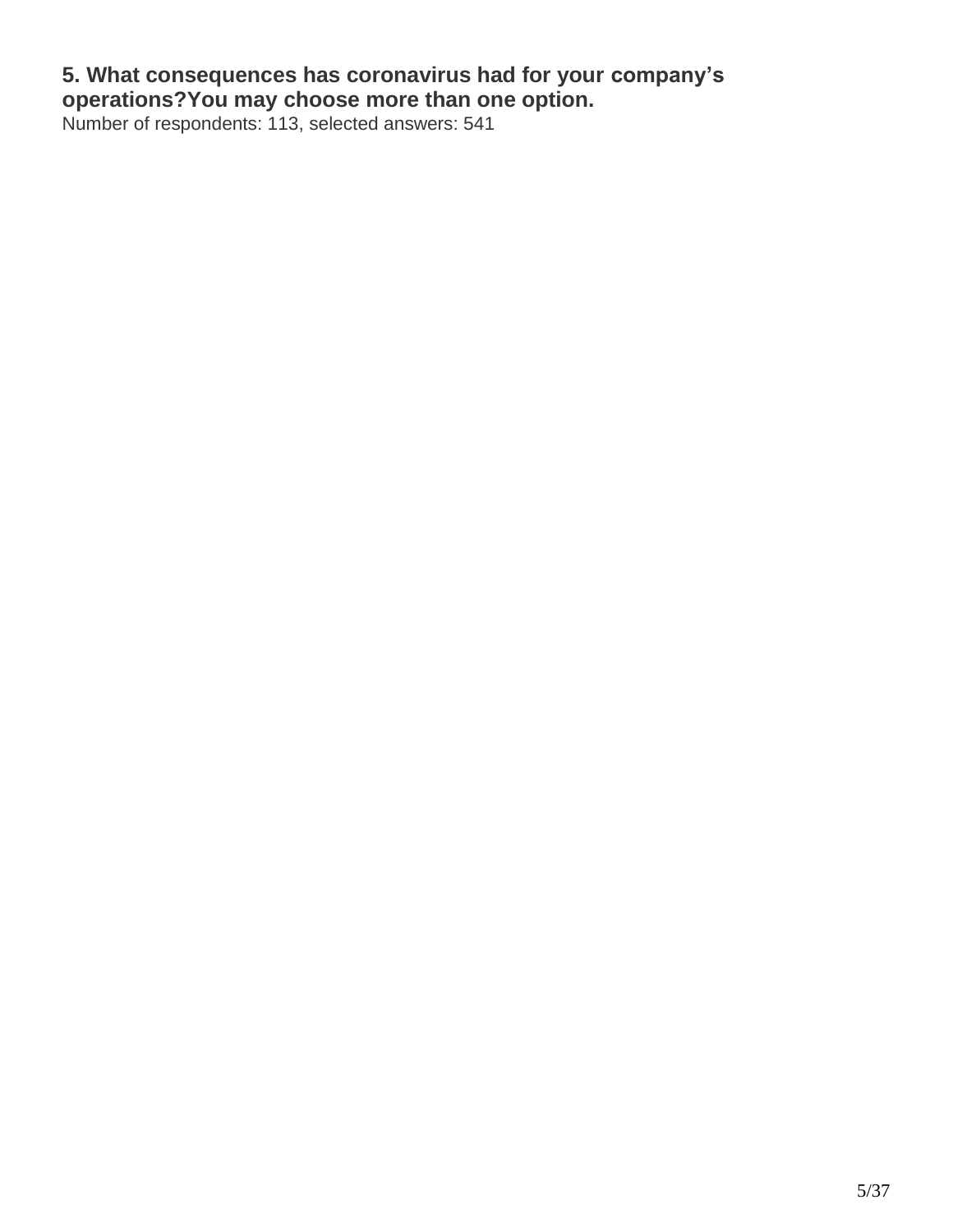**5. What consequences has coronavirus had for your company's operations?You may choose more than one option.**

Number of respondents: 113, selected answers: 541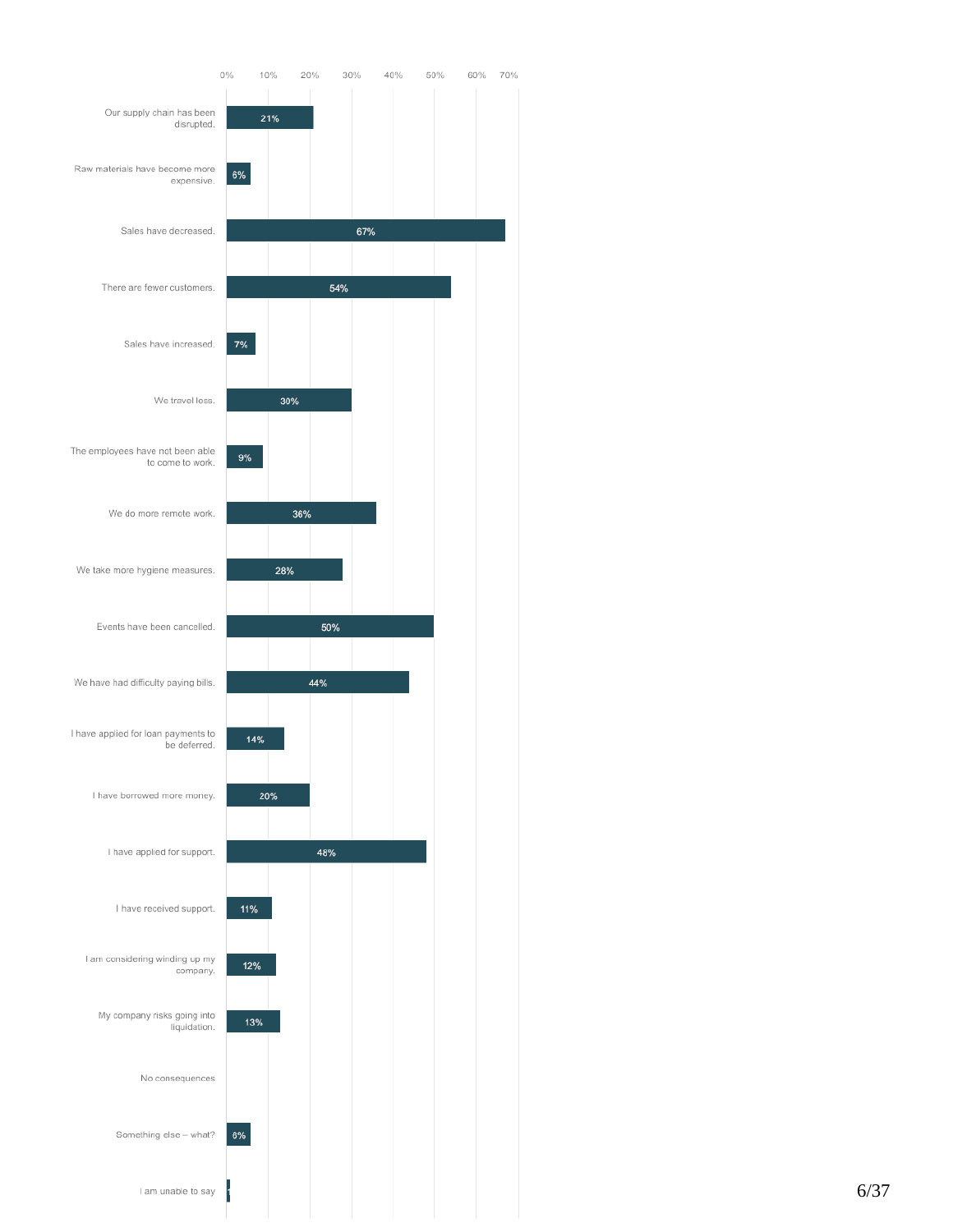| Response | Percentage |
| --- | --- |
| Our supply chain has been disrupted. | 21% |
| Raw materials have become more expensive. | 6% |
| Sales have decreased. | 67% |
| There are fewer customers. | 54% |
| Sales have increased. | 7% |
| We travel less. | 30% |
| The employees have not been able to come to work. | 9% |
| We do more remote work. | 36% |
| We take more hygiene measures. | 28% |
| Events have been cancelled. | 50% |
| We have had difficulty paying bills. | 44% |
| I have applied for loan payments to be deferred. | 14% |
| I have borrowed more money. | 20% |
| I have applied for support. | 48% |
| I have received support. | 11% |
| I am considering winding up my company. | 12% |
| My company risks going into liquidation. | 13% |
| No consequences | |
| Something else – what? | 6% |
| I am unable to say | 1 |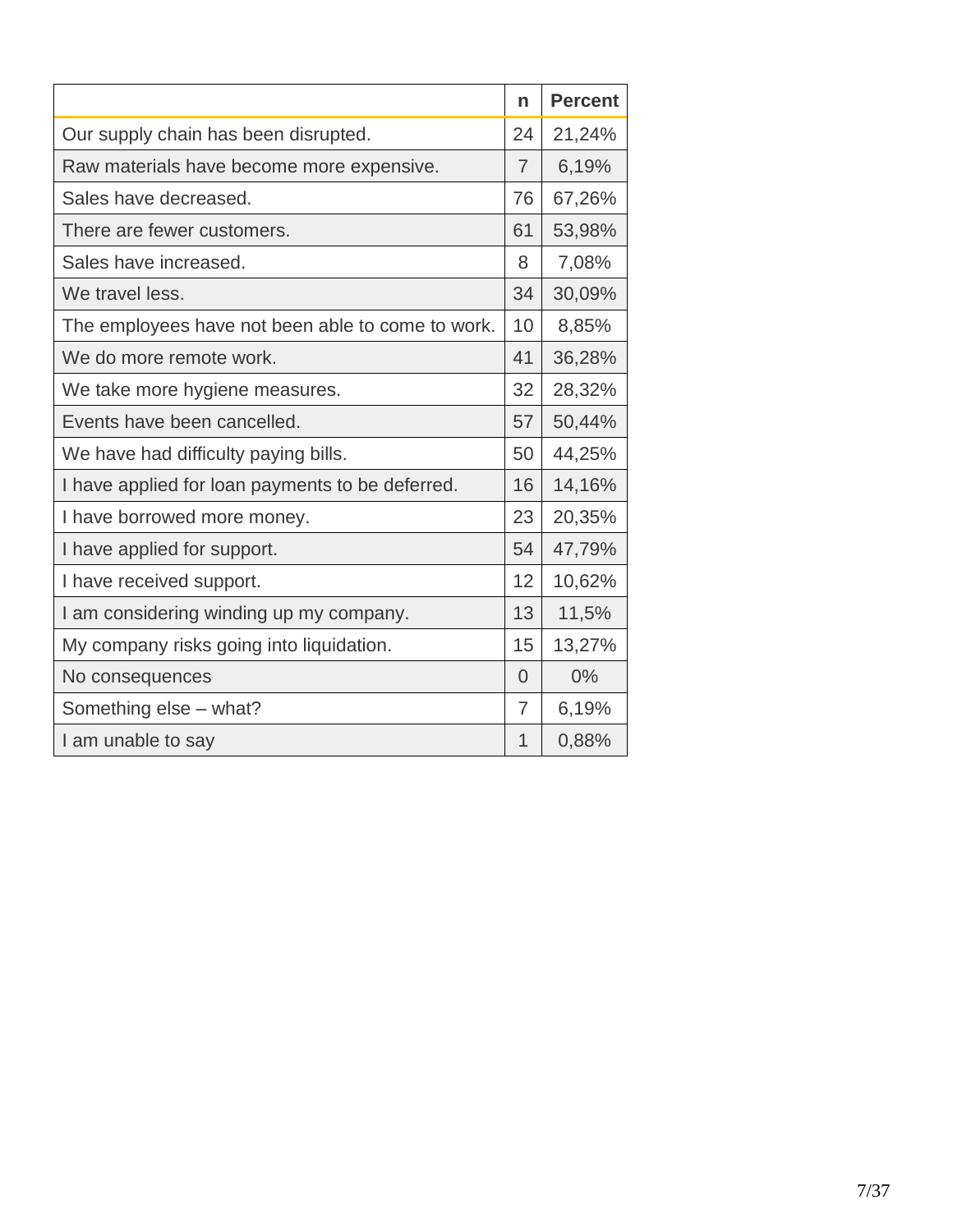| | n | Percent |
|---|---|---|
| Our supply chain has been disrupted. | 24 | 21,24% |
| Raw materials have become more expensive. | 7 | 6,19% |
| Sales have decreased. | 76 | 67,26% |
| There are fewer customers. | 61 | 53,98% |
| Sales have increased. | 8 | 7,08% |
| We travel less. | 34 | 30,09% |
| The employees have not been able to come to work. | 10 | 8,85% |
| We do more remote work. | 41 | 36,28% |
| We take more hygiene measures. | 32 | 28,32% |
| Events have been cancelled. | 57 | 50,44% |
| We have had difficulty paying bills. | 50 | 44,25% |
| I have applied for loan payments to be deferred. | 16 | 14,16% |
| I have borrowed more money. | 23 | 20,35% |
| I have applied for support. | 54 | 47,79% |
| I have received support. | 12 | 10,62% |
| I am considering winding up my company. | 13 | 11,5% |
| My company risks going into liquidation. | 15 | 13,27% |
| No consequences | 0 | 0% |
| Something else – what? | 7 | 6,19% |
| I am unable to say | 1 | 0,88% |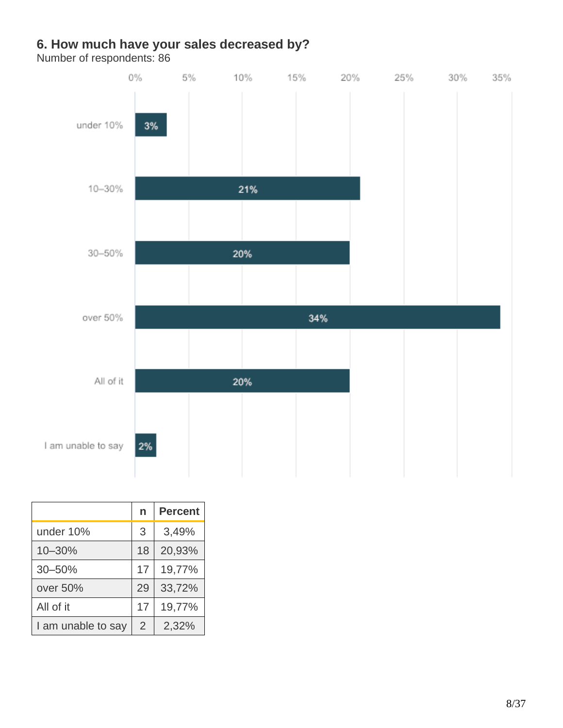## 6. How much have your sales decreased by?

Number of respondents: 86

| | n | Percent |
|---|---|---|
| under 10% | 3 | 3,49% |
| 10–30% | 18 | 20,93% |
| 30–50% | 17 | 19,77% |
| over 50% | 29 | 33,72% |
| All of it | 17 | 19,77% |
| I am unable to say | 2 | 2,32% |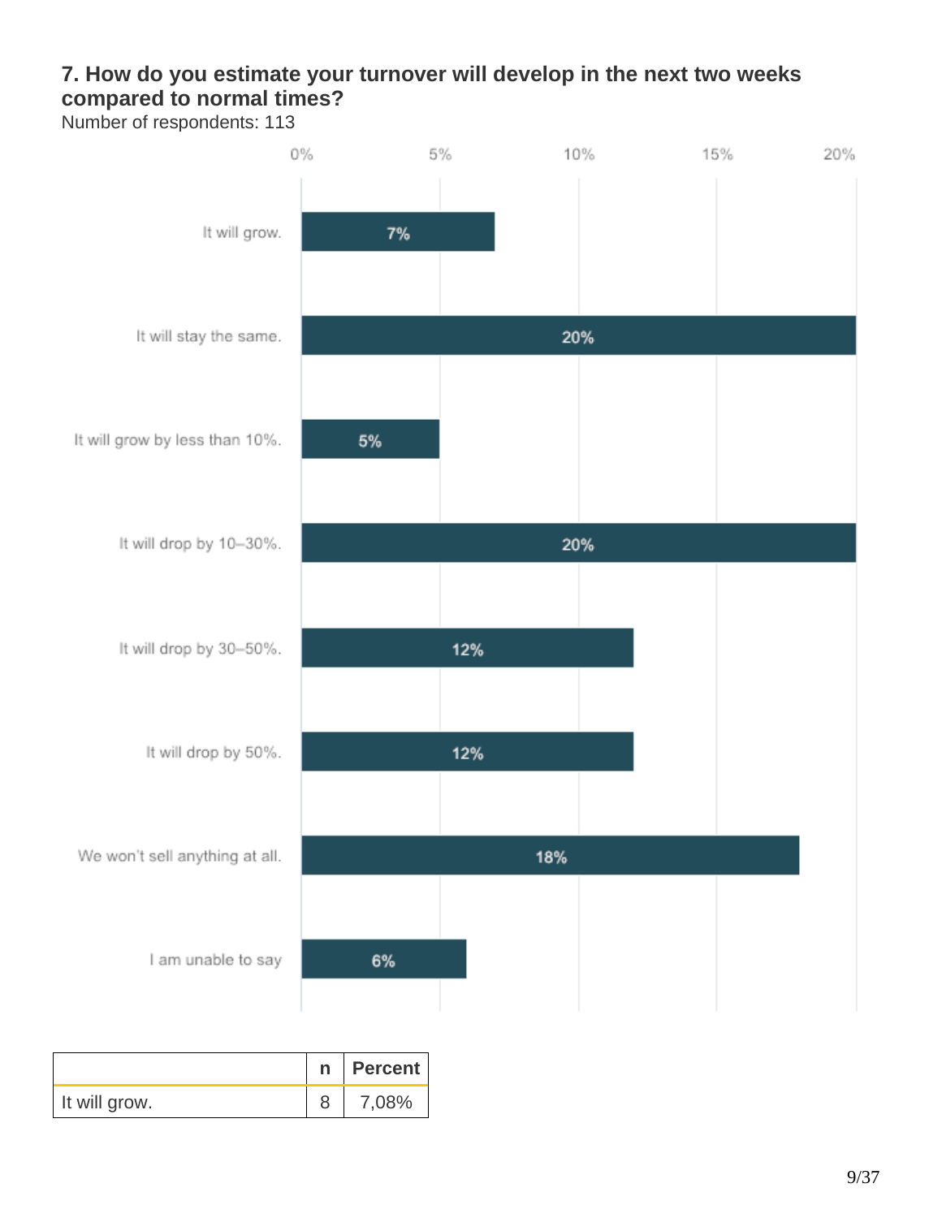**7. How do you estimate your turnover will develop in the next two weeks compared to normal times?**

Number of respondents: 113

| Answer | Percent |
|---|---|
| It will grow. | 7% |
| It will stay the same. | 20% |
| It will grow by less than 10%. | 5% |
| It will drop by 10–30%. | 20% |
| It will drop by 30–50%. | 12% |
| It will drop by 50%. | 12% |
| We won't sell anything at all. | 18% |
| I am unable to say | 6% |

| | n | Percent |
|---|---|---|
| It will grow. | 8 | 7,08% |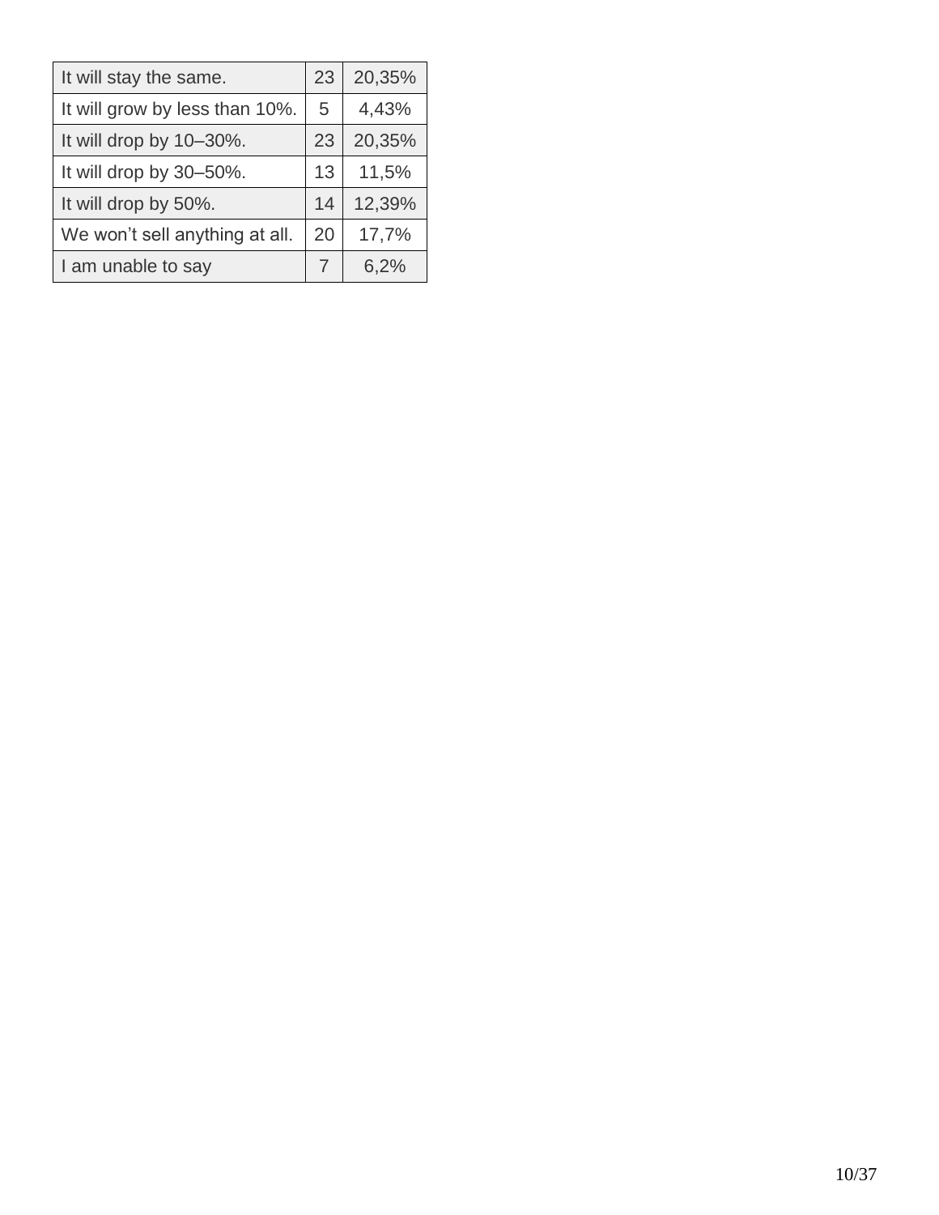| It will stay the same. | 23 | 20,35% |
|---|---|---|
| It will grow by less than 10%. | 5 | 4,43% |
| It will drop by 10–30%. | 23 | 20,35% |
| It will drop by 30–50%. | 13 | 11,5% |
| It will drop by 50%. | 14 | 12,39% |
| We won’t sell anything at all. | 20 | 17,7% |
| I am unable to say | 7 | 6,2% |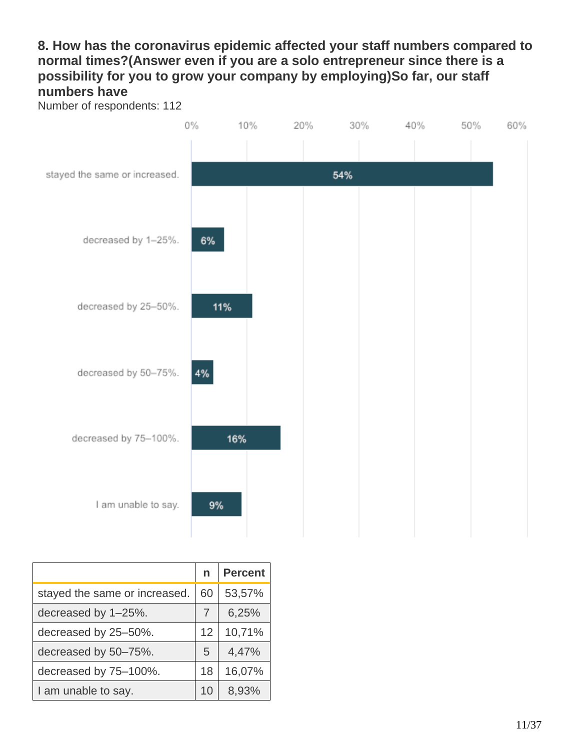### 8. How has the coronavirus epidemic affected your staff numbers compared to normal times?(Answer even if you are a solo entrepreneur since there is a possibility for you to grow your company by employing)So far, our staff numbers have

Number of respondents: 112

| | n | Percent |
|---|---|---|
| stayed the same or increased. | 60 | 53,57% |
| decreased by 1–25%. | 7 | 6,25% |
| decreased by 25–50%. | 12 | 10,71% |
| decreased by 50–75%. | 5 | 4,47% |
| decreased by 75–100%. | 18 | 16,07% |
| I am unable to say. | 10 | 8,93% |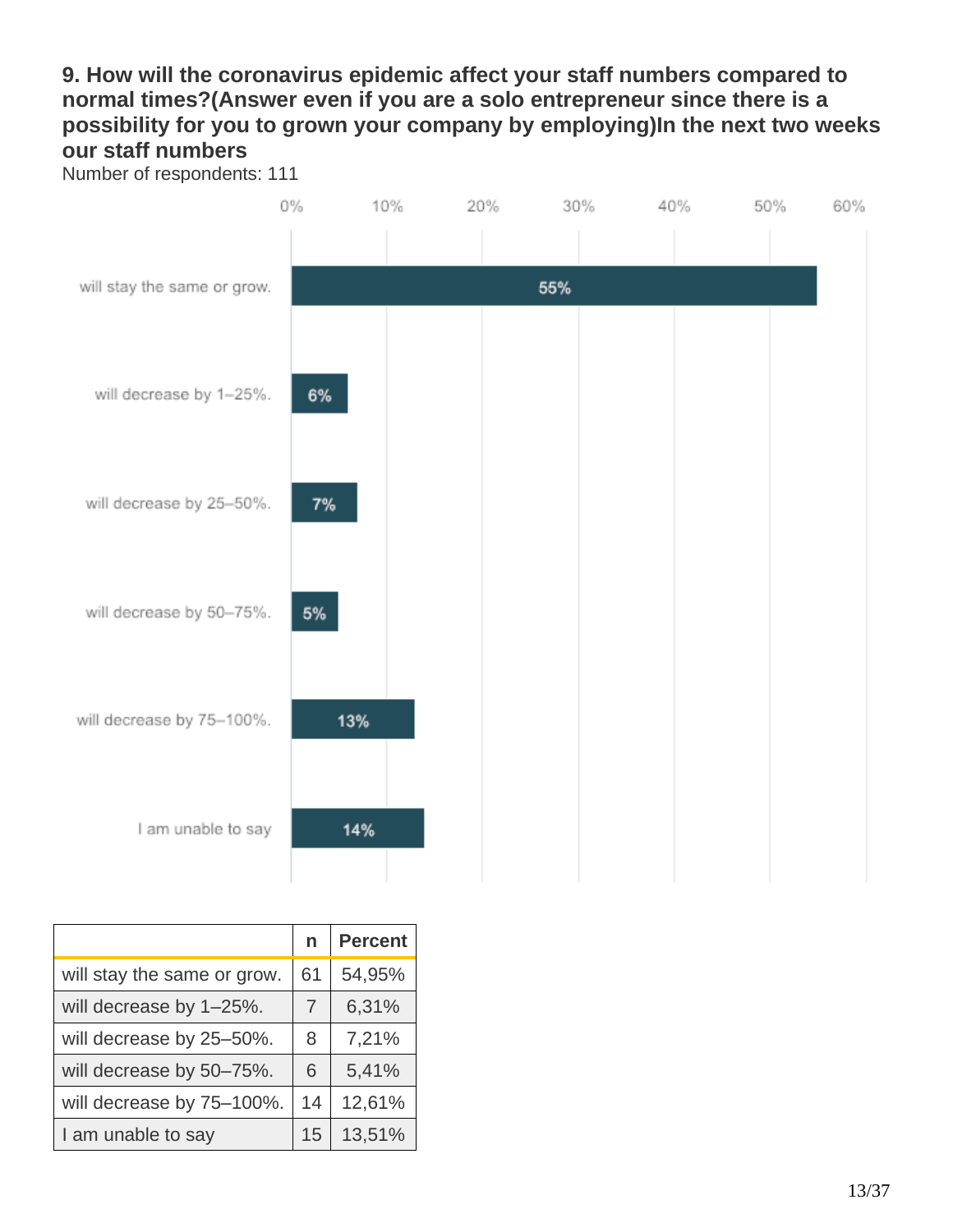**9. How will the coronavirus epidemic affect your staff numbers compared to normal times?(Answer even if you are a solo entrepreneur since there is a possibility for you to grown your company by employing)In the next two weeks our staff numbers**

Number of respondents: 111

| | n | Percent |
|---|---|---|
| will stay the same or grow. | 61 | 54,95% |
| will decrease by 1–25%. | 7 | 6,31% |
| will decrease by 25–50%. | 8 | 7,21% |
| will decrease by 50–75%. | 6 | 5,41% |
| will decrease by 75–100%. | 14 | 12,61% |
| I am unable to say | 15 | 13,51% |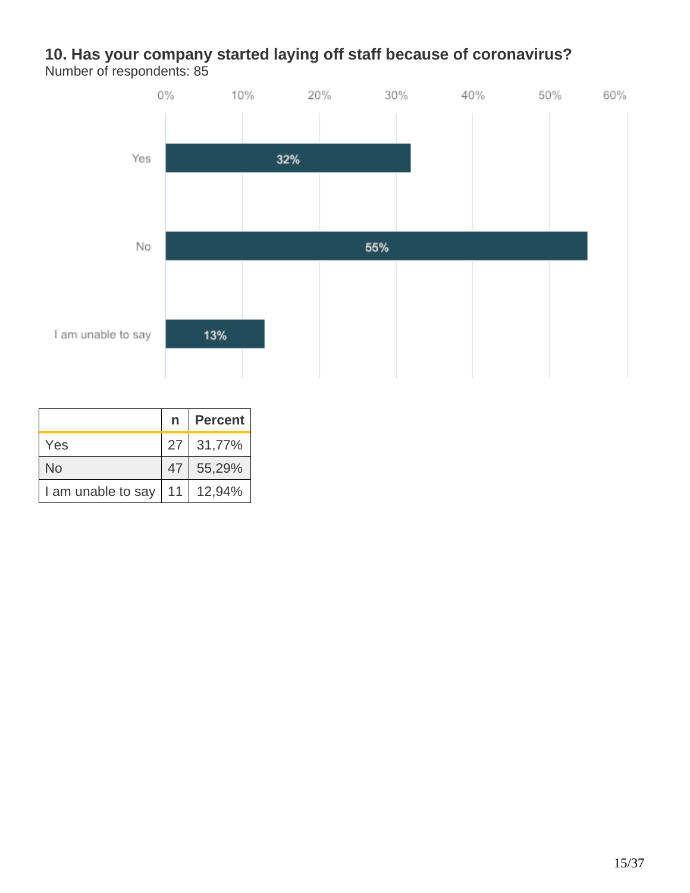**10. Has your company started laying off staff because of coronavirus?**

Number of respondents: 85

|  | n | Percent |
|---|---|---|
| Yes | 27 | 31,77% |
| No | 47 | 55,29% |
| I am unable to say | 11 | 12,94% |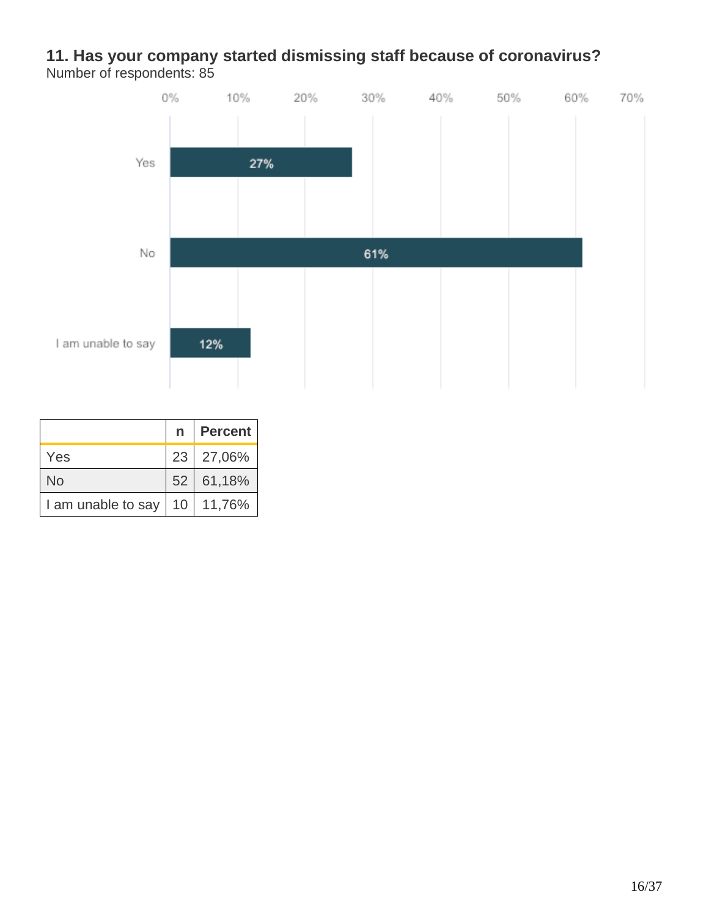### 11. Has your company started dismissing staff because of coronavirus?

Number of respondents: 85

|  | n | Percent |
|---|---|---|
| Yes | 23 | 27,06% |
| No | 52 | 61,18% |
| I am unable to say | 10 | 11,76% |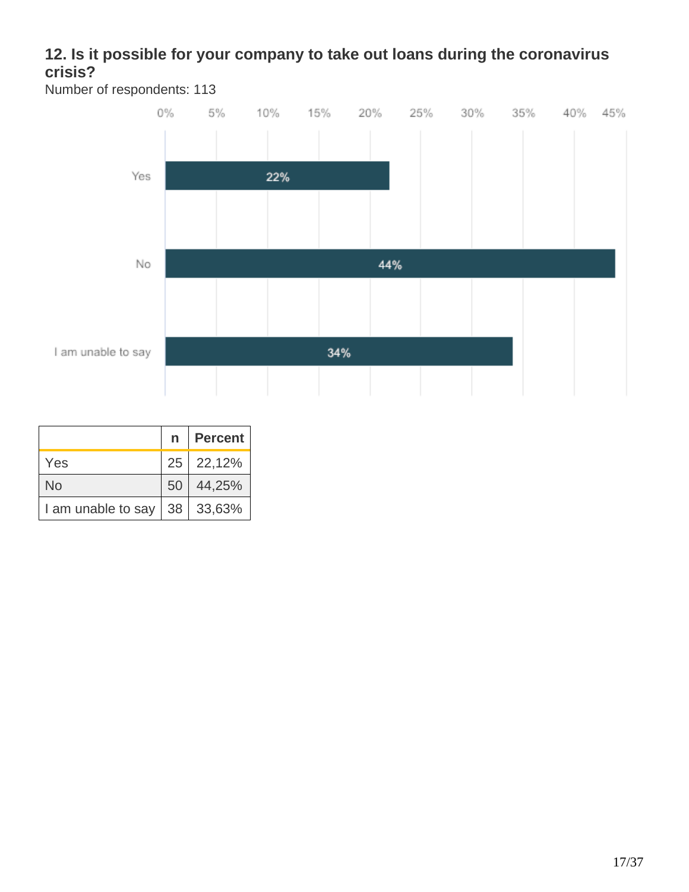## 12. Is it possible for your company to take out loans during the coronavirus crisis?

Number of respondents: 113

|  | n | Percent |
|---|---|---|
| Yes | 25 | 22,12% |
| No | 50 | 44,25% |
| I am unable to say | 38 | 33,63% |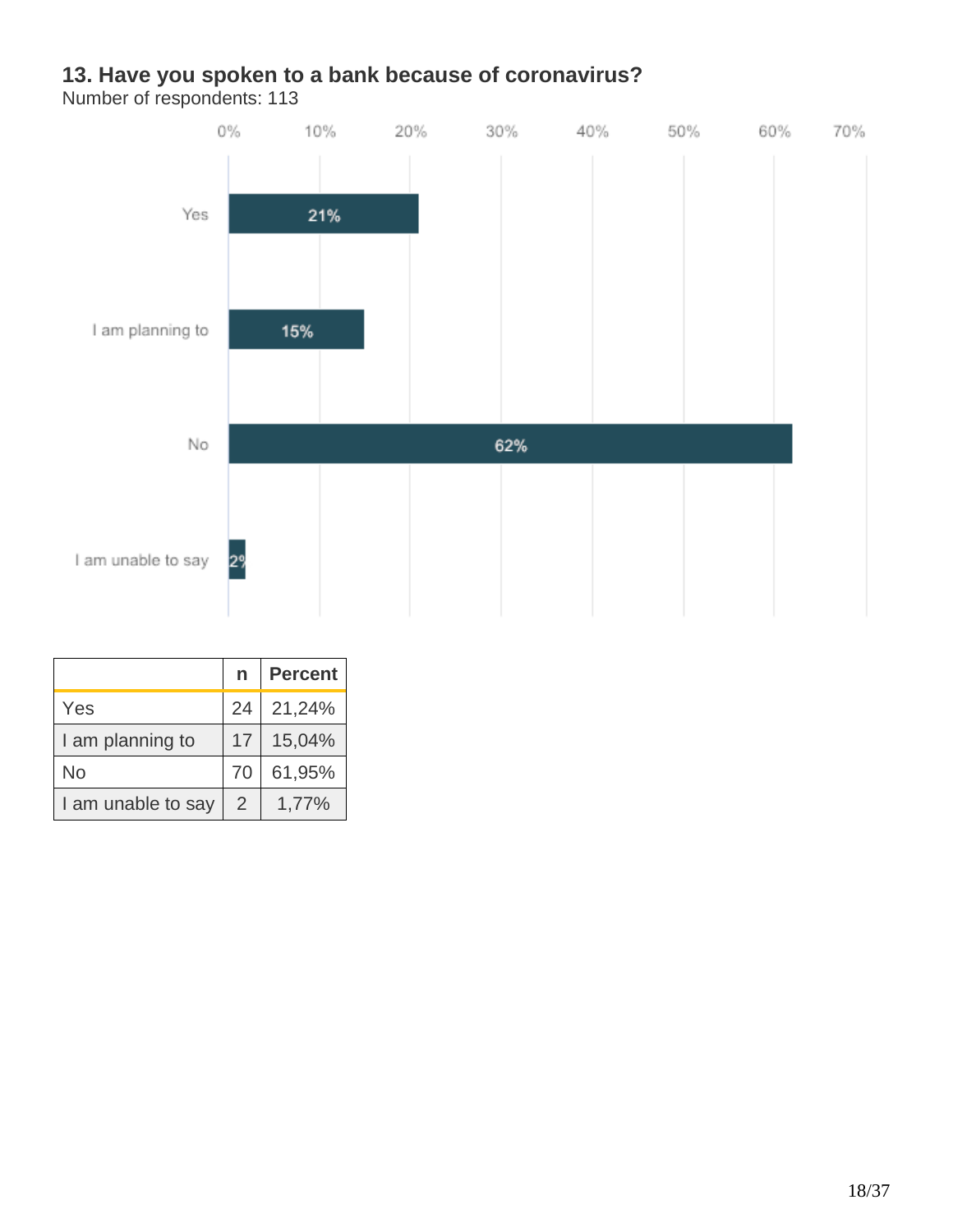## 13. Have you spoken to a bank because of coronavirus?

Number of respondents: 113

| | n | Percent |
|---|---|---|
| Yes | 24 | 21,24% |
| I am planning to | 17 | 15,04% |
| No | 70 | 61,95% |
| I am unable to say | 2 | 1,77% |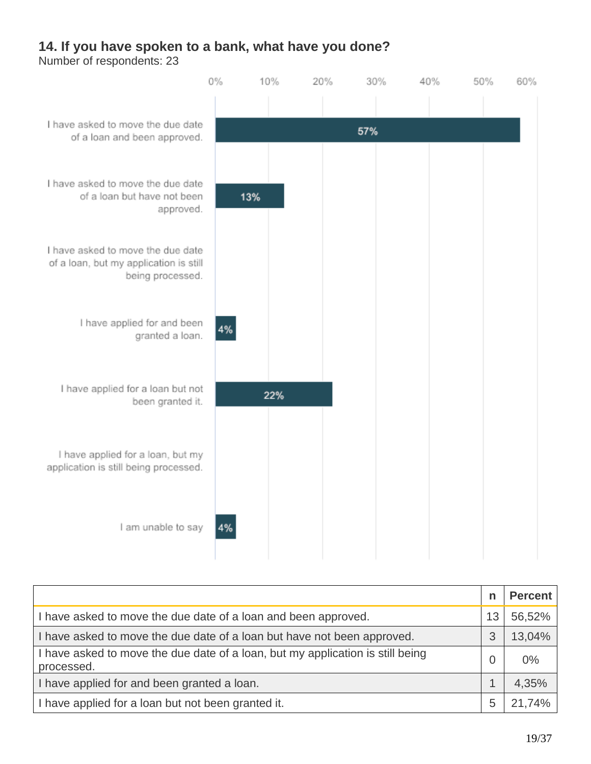## 14. If you have spoken to a bank, what have you done?

Number of respondents: 23

|  | n | Percent |
|---|---|---|
| I have asked to move the due date of a loan and been approved. | 13 | 56,52% |
| I have asked to move the due date of a loan but have not been approved. | 3 | 13,04% |
| I have asked to move the due date of a loan, but my application is still being processed. | 0 | 0% |
| I have applied for and been granted a loan. | 1 | 4,35% |
| I have applied for a loan but not been granted it. | 5 | 21,74% |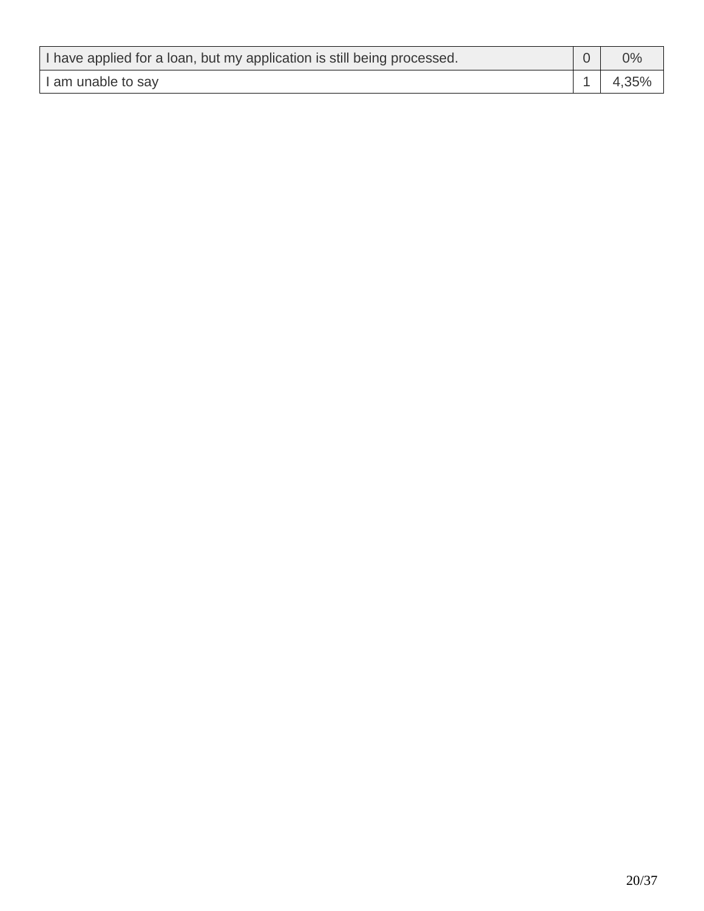| | | |
|---|---|---|
| I have applied for a loan, but my application is still being processed. | 0 | 0% |
| I am unable to say | 1 | 4,35% |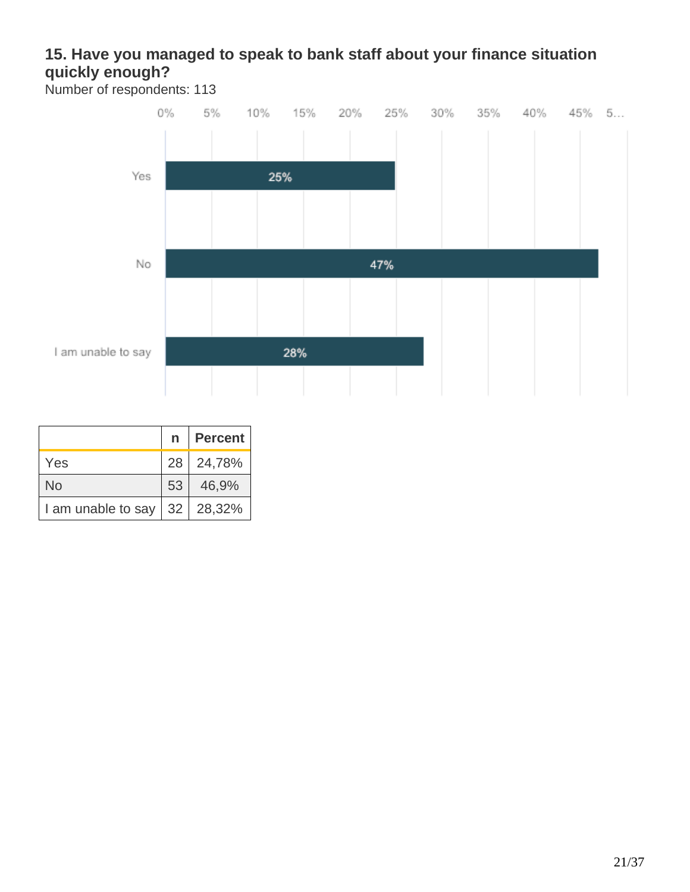### 15. Have you managed to speak to bank staff about your finance situation quickly enough?

Number of respondents: 113

|  | n | Percent |
|---|---|---|
| Yes | 28 | 24,78% |
| No | 53 | 46,9% |
| I am unable to say | 32 | 28,32% |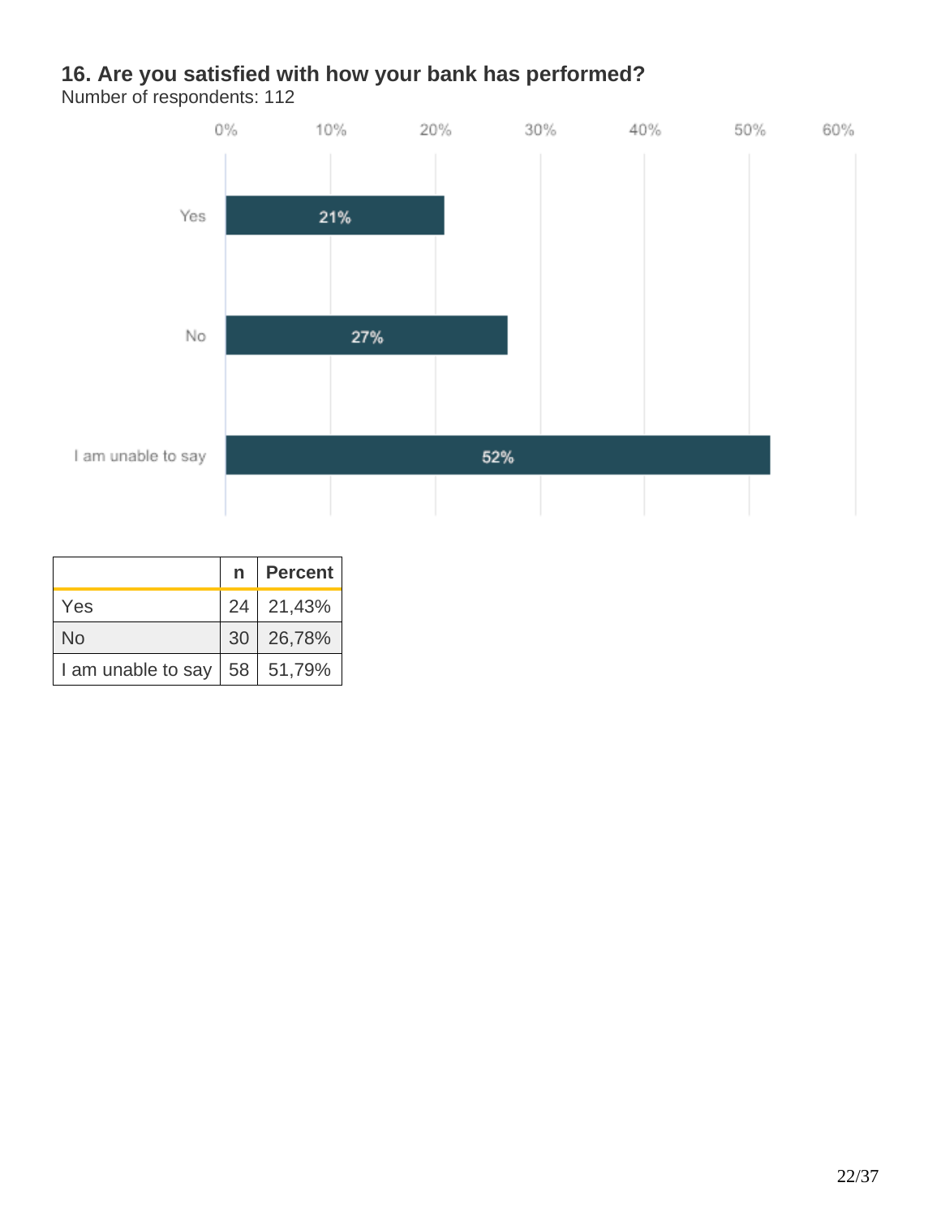### 16. Are you satisfied with how your bank has performed?

Number of respondents: 112

| | n | Percent |
|---|---|---|
| Yes | 24 | 21,43% |
| No | 30 | 26,78% |
| I am unable to say | 58 | 51,79% |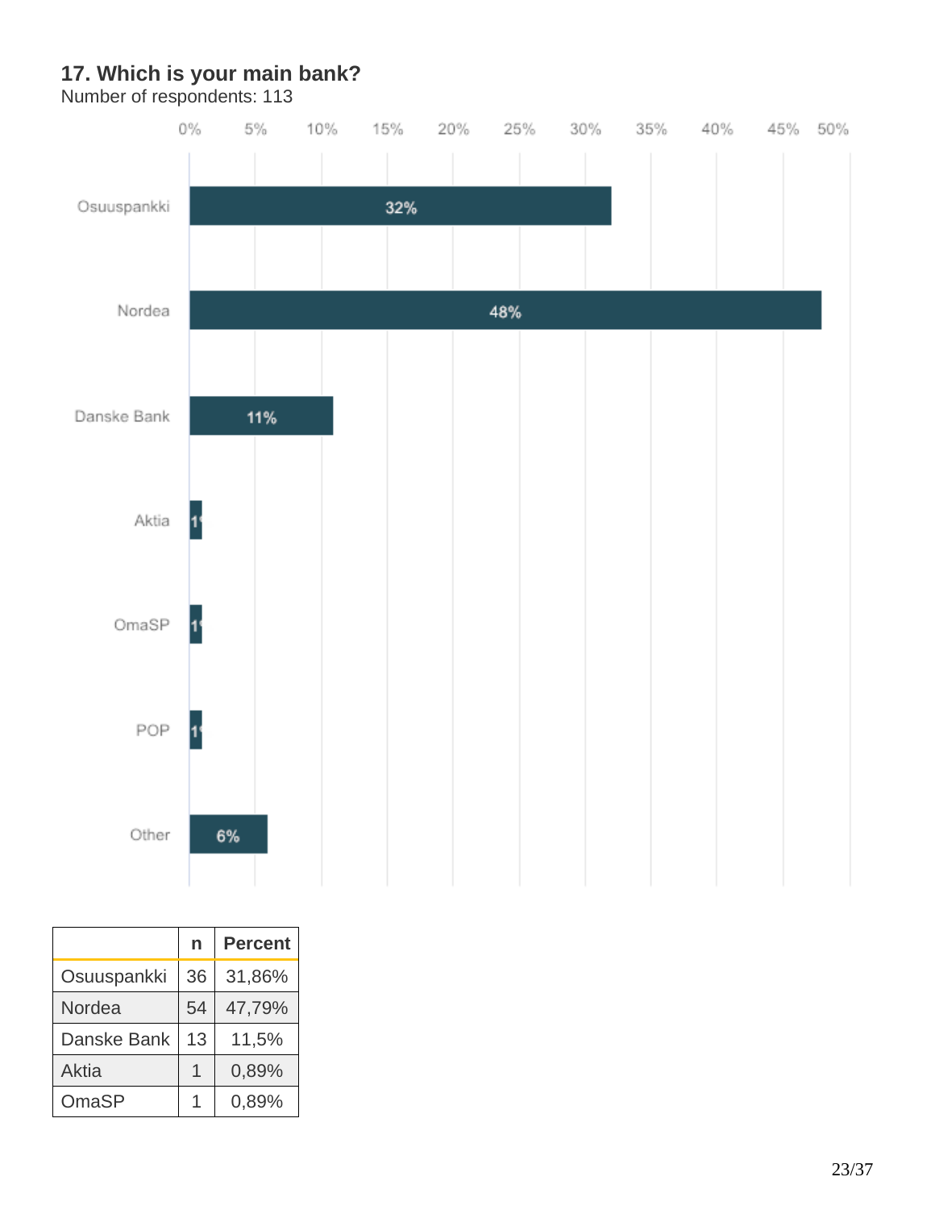### 17. Which is your main bank?

Number of respondents: 113

|  | n | Percent |
|---|---|---|
| Osuuspankki | 36 | 31,86% |
| Nordea | 54 | 47,79% |
| Danske Bank | 13 | 11,5% |
| Aktia | 1 | 0,89% |
| OmaSP | 1 | 0,89% |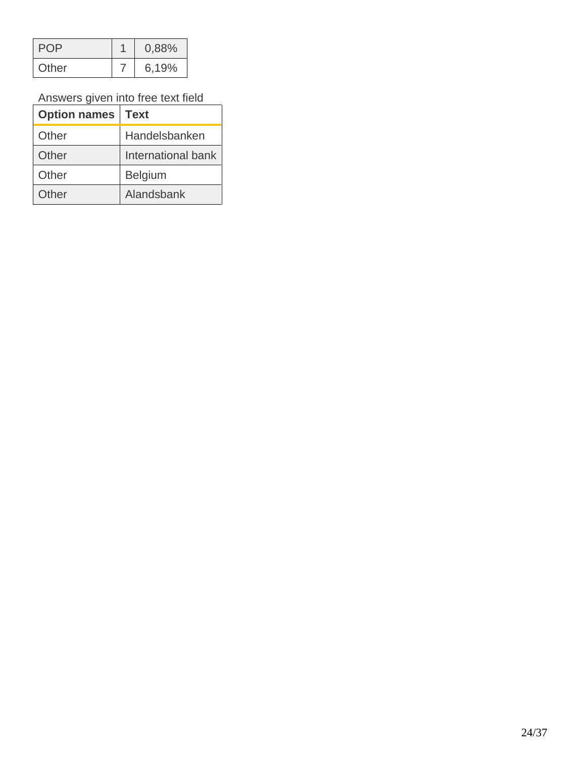| POP | 1 | 0,88% |
|---|---|---|
| Other | 7 | 6,19% |

Answers given into free text field

| Option names | Text |
|---|---|
| Other | Handelsbanken |
| Other | International bank |
| Other | Belgium |
| Other | Alandsbank |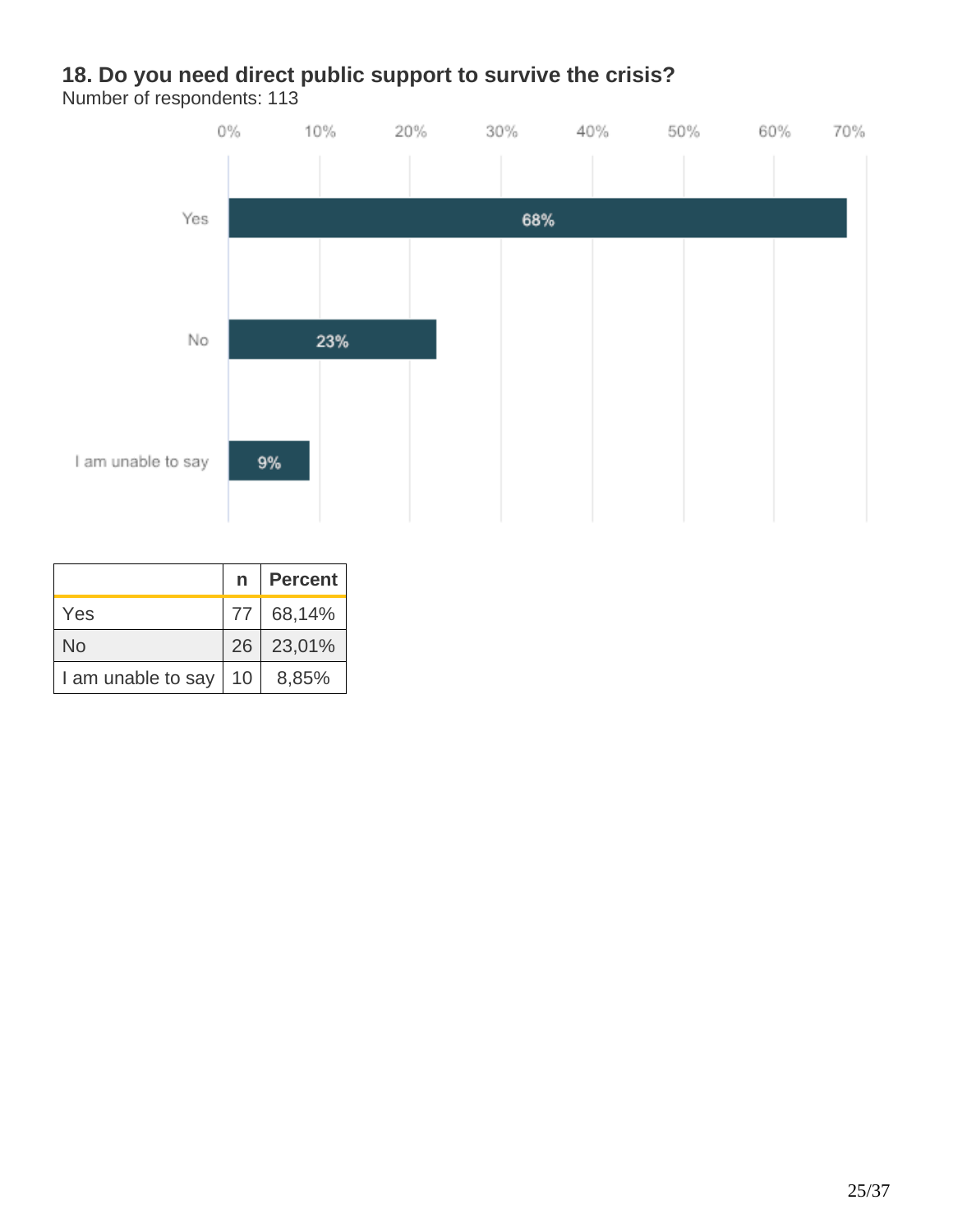### 18. Do you need direct public support to survive the crisis?

Number of respondents: 113

| | n | Percent |
|---|---|---|
| Yes | 77 | 68,14% |
| No | 26 | 23,01% |
| I am unable to say | 10 | 8,85% |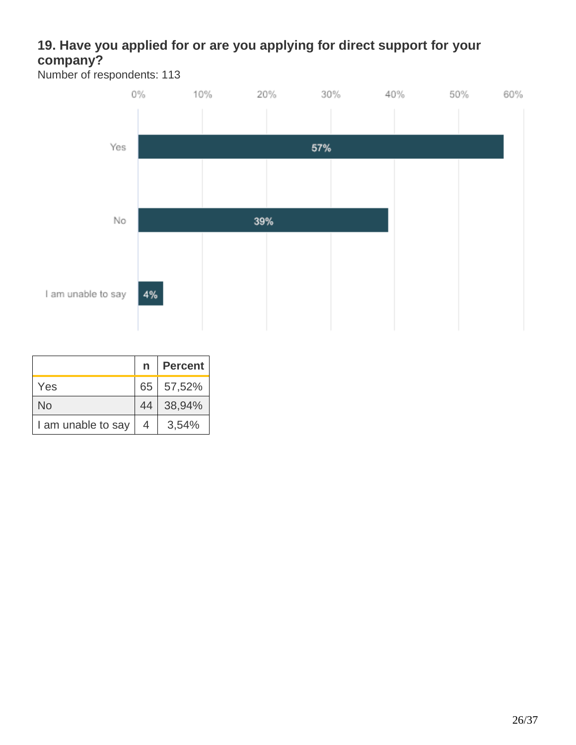## 19. Have you applied for or are you applying for direct support for your company?

Number of respondents: 113

| | n | Percent |
|---|---|---|
| Yes | 65 | 57,52% |
| No | 44 | 38,94% |
| I am unable to say | 4 | 3,54% |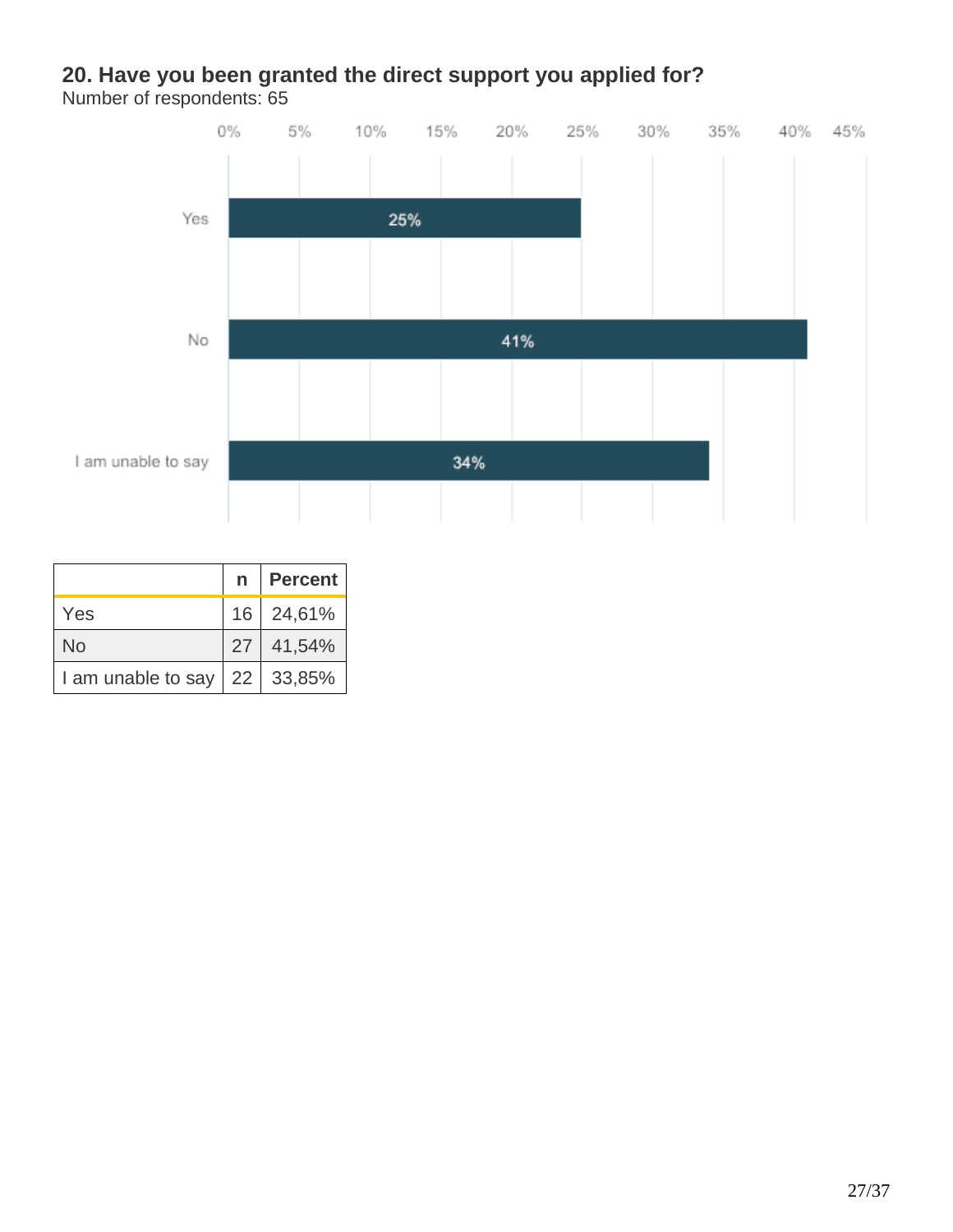## 20. Have you been granted the direct support you applied for?

Number of respondents: 65

| | n | Percent |
|---|---|---|
| Yes | 16 | 24,61% |
| No | 27 | 41,54% |
| I am unable to say | 22 | 33,85% |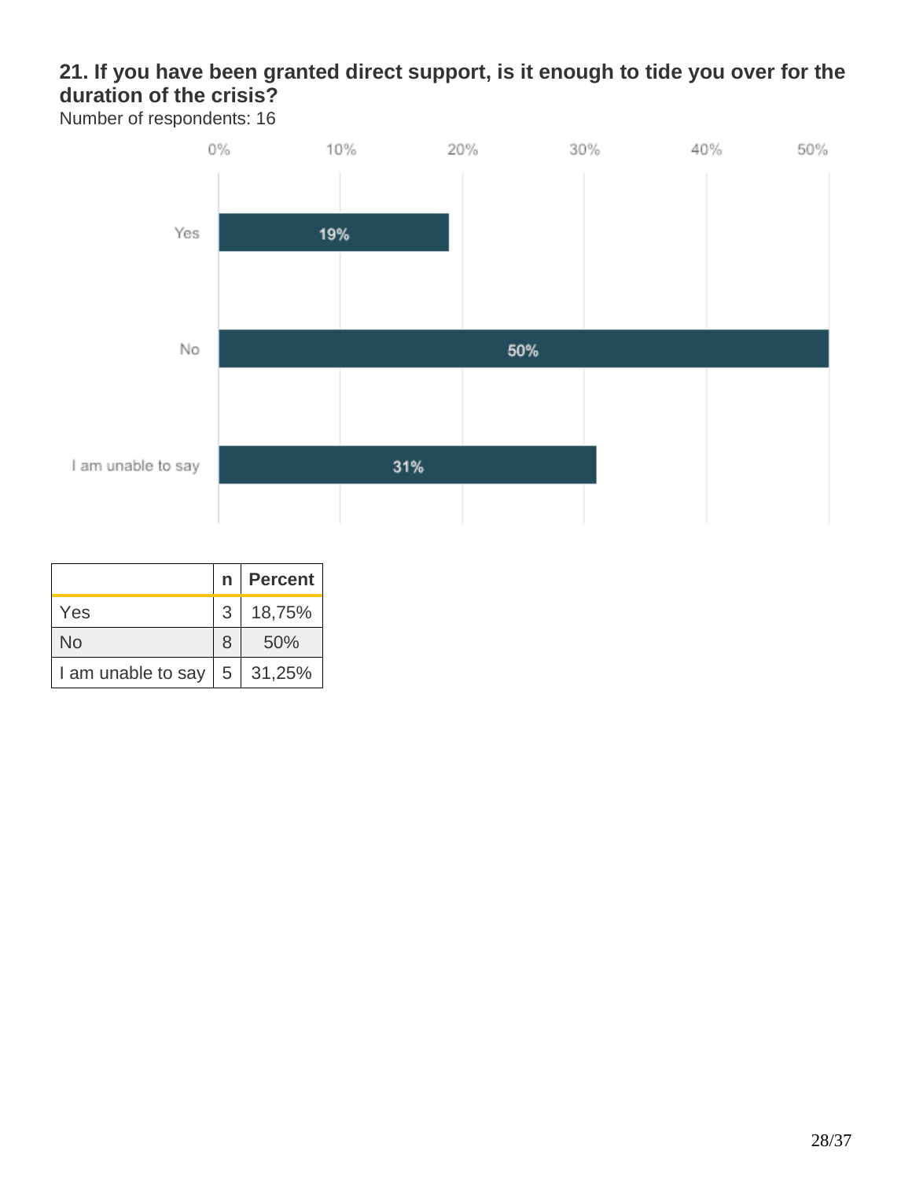### 21. If you have been granted direct support, is it enough to tide you over for the duration of the crisis?

Number of respondents: 16

| | n | Percent |
|---|---|---|
| Yes | 3 | 18,75% |
| No | 8 | 50% |
| I am unable to say | 5 | 31,25% |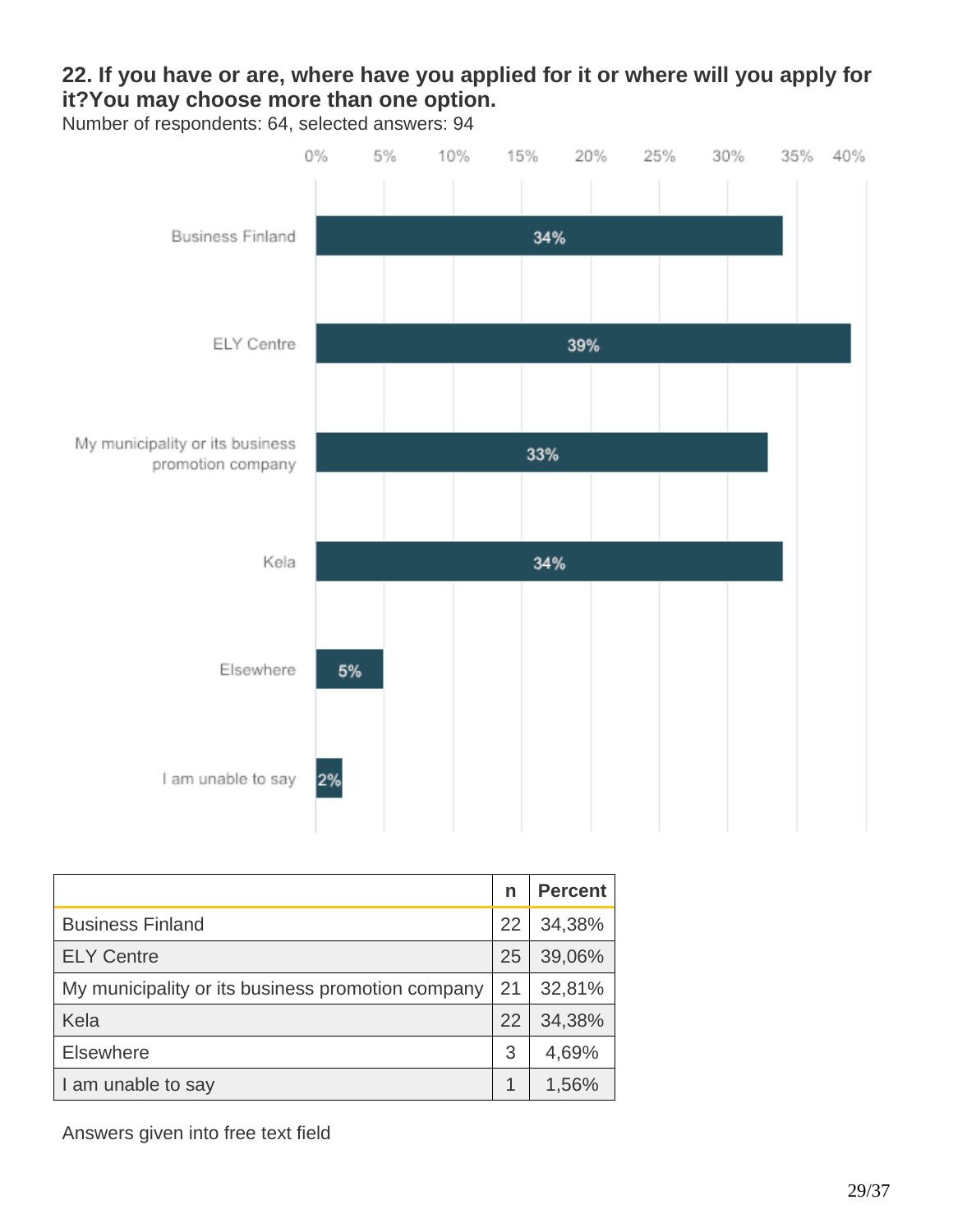### 22. If you have or are, where have you applied for it or where will you apply for it?You may choose more than one option.

Number of respondents: 64, selected answers: 94

| | n | Percent |
|---|---|---|
| Business Finland | 22 | 34,38% |
| ELY Centre | 25 | 39,06% |
| My municipality or its business promotion company | 21 | 32,81% |
| Kela | 22 | 34,38% |
| Elsewhere | 3 | 4,69% |
| I am unable to say | 1 | 1,56% |

Answers given into free text field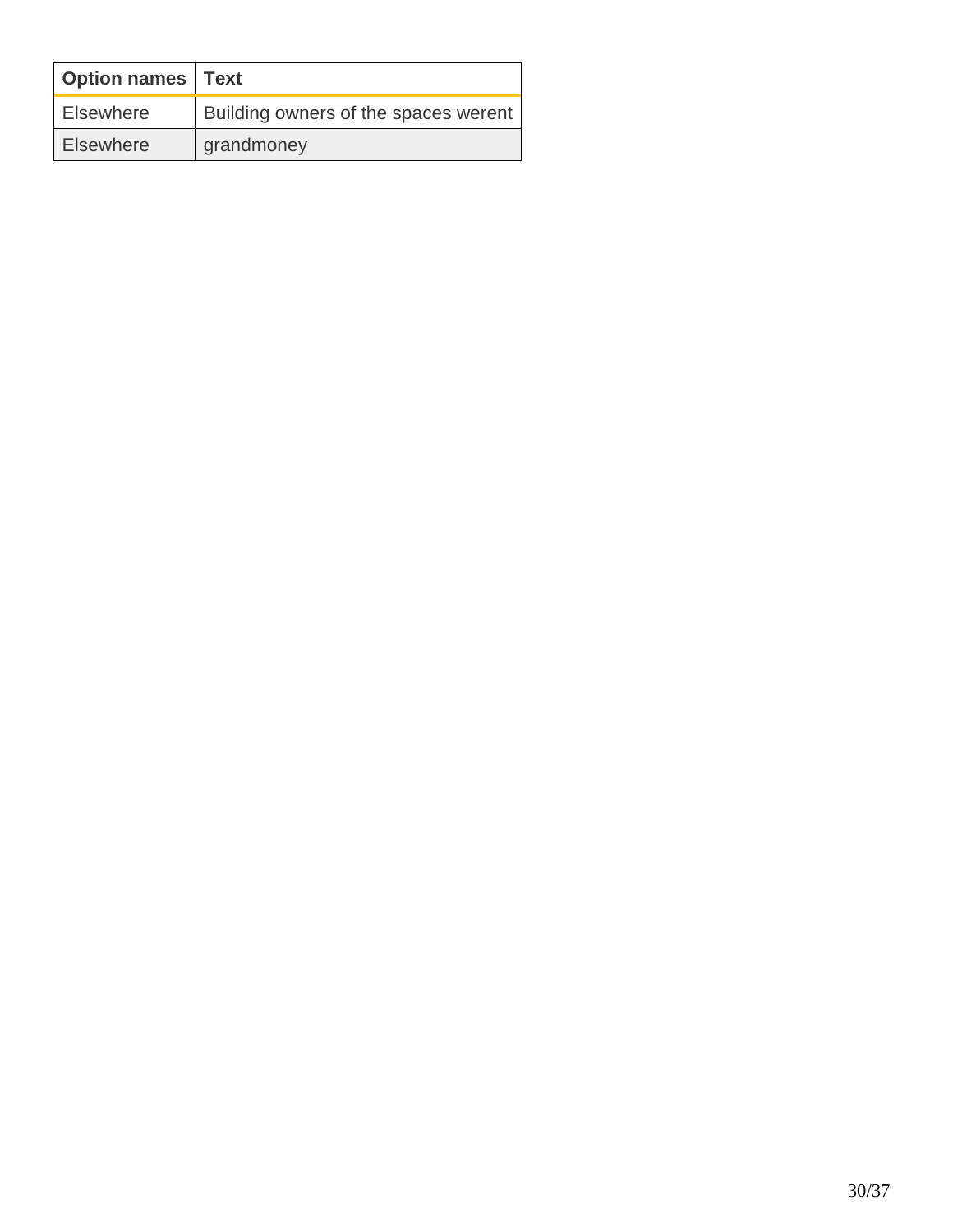| Option names | Text |
| --- | --- |
| Elsewhere | Building owners of the spaces werent |
| Elsewhere | grandmoney |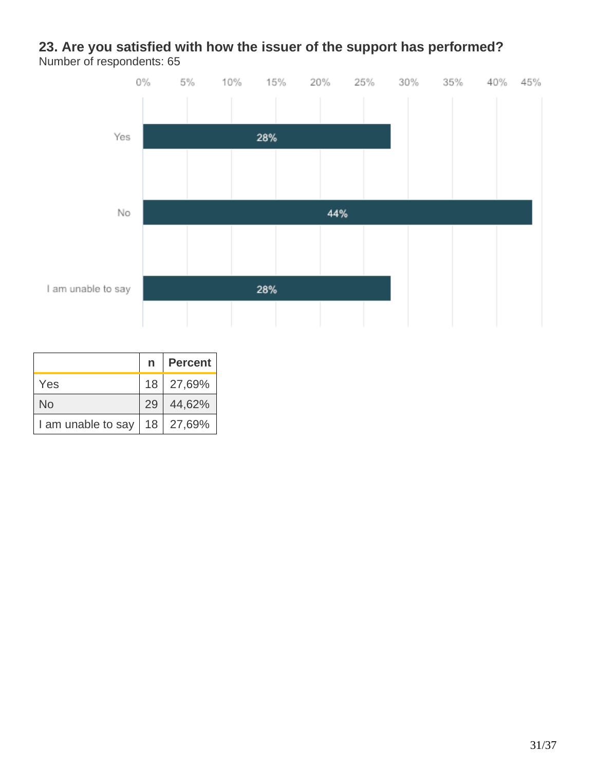## 23. Are you satisfied with how the issuer of the support has performed?

Number of respondents: 65

| | n | Percent |
|---|---|---|
| Yes | 18 | 27,69% |
| No | 29 | 44,62% |
| I am unable to say | 18 | 27,69% |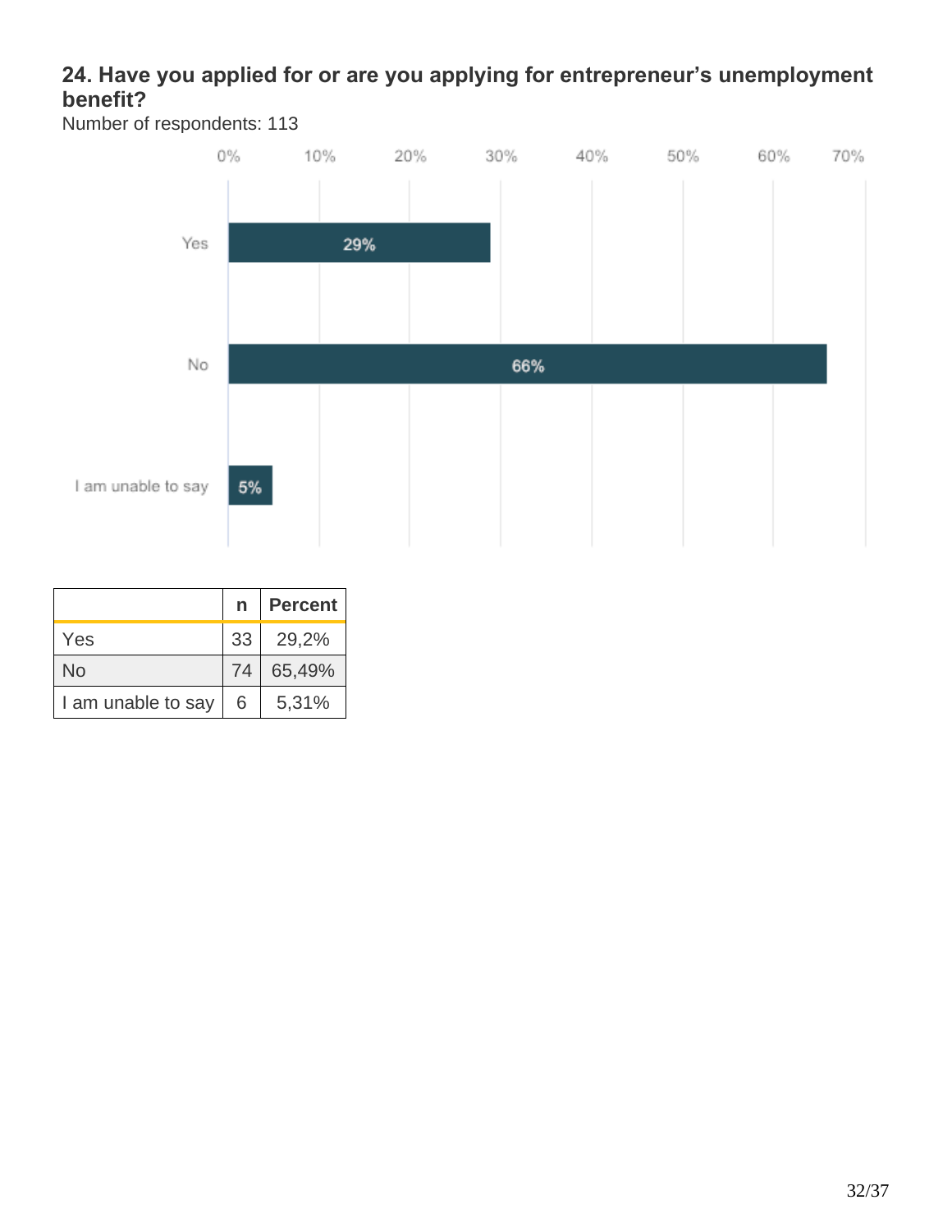## 24. Have you applied for or are you applying for entrepreneur's unemployment benefit?

Number of respondents: 113

|  | n | Percent |
|---|---|---|
| Yes | 33 | 29,2% |
| No | 74 | 65,49% |
| I am unable to say | 6 | 5,31% |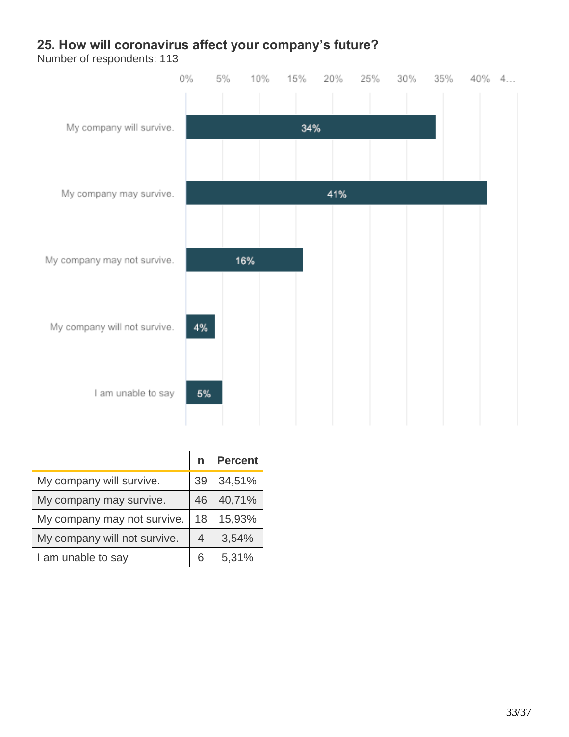## 25. How will coronavirus affect your company's future?

Number of respondents: 113

|  | n | Percent |
|---|---|---|
| My company will survive. | 39 | 34,51% |
| My company may survive. | 46 | 40,71% |
| My company may not survive. | 18 | 15,93% |
| My company will not survive. | 4 | 3,54% |
| I am unable to say | 6 | 5,31% |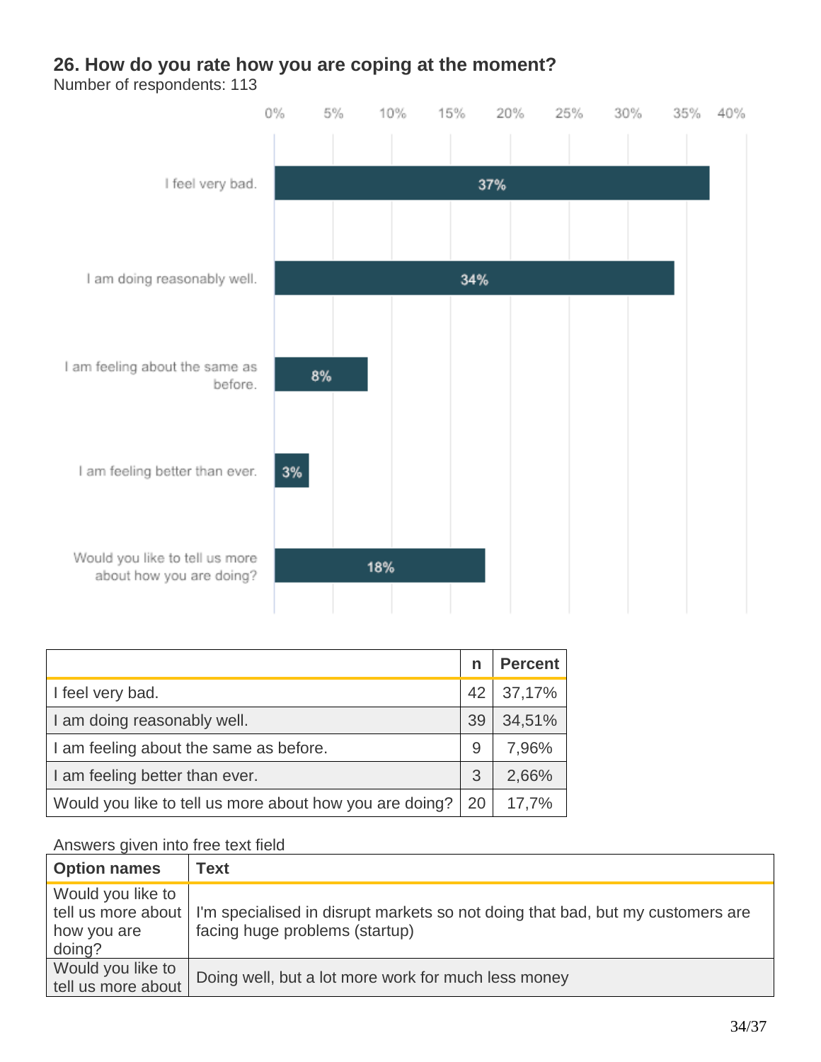## 26. How do you rate how you are coping at the moment?

Number of respondents: 113

| | n | Percent |
|---|---|---|
| I feel very bad. | 42 | 37,17% |
| I am doing reasonably well. | 39 | 34,51% |
| I am feeling about the same as before. | 9 | 7,96% |
| I am feeling better than ever. | 3 | 2,66% |
| Would you like to tell us more about how you are doing? | 20 | 17,7% |

Answers given into free text field

| Option names | Text |
|---|---|
| Would you like to tell us more about how you are doing? | I'm specialised in disrupt markets so not doing that bad, but my customers are facing huge problems (startup) |
| Would you like to tell us more about | Doing well, but a lot more work for much less money |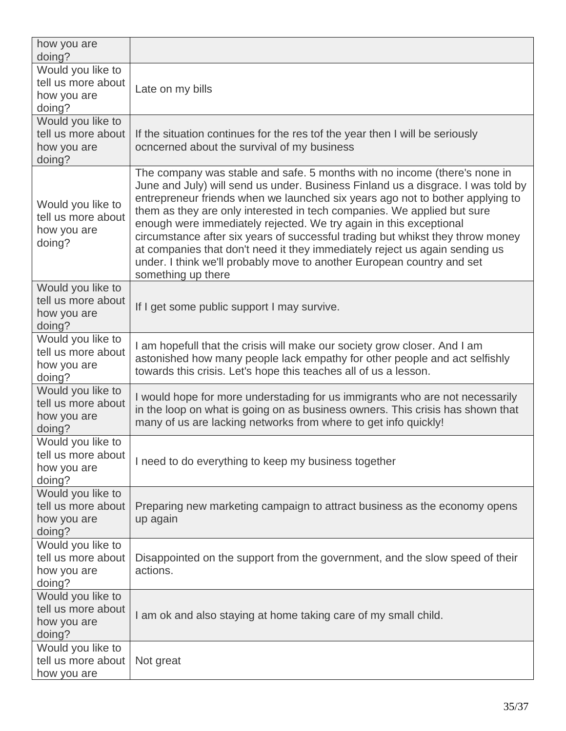| how you are doing? | |
|---|---|
| Would you like to tell us more about how you are doing? | Late on my bills |
| Would you like to tell us more about how you are doing? | If the situation continues for the res tof the year then I will be seriously ocncerned about the survival of my business |
| Would you like to tell us more about how you are doing? | The company was stable and safe. 5 months with no income (there's none in June and July) will send us under. Business Finland us a disgrace. I was told by entrepreneur friends when we launched six years ago not to bother applying to them as they are only interested in tech companies. We applied but sure enough were immediately rejected. We try again in this exceptional circumstance after six years of successful trading but whikst they throw money at companies that don't need it they immediately reject us again sending us under. I think we'll probably move to another European country and set something up there |
| Would you like to tell us more about how you are doing? | If I get some public support I may survive. |
| Would you like to tell us more about how you are doing? | I am hopefull that the crisis will make our society grow closer. And I am astonished how many people lack empathy for other people and act selfishly towards this crisis. Let's hope this teaches all of us a lesson. |
| Would you like to tell us more about how you are doing? | I would hope for more understading for us immigrants who are not necessarily in the loop on what is going on as business owners. This crisis has shown that many of us are lacking networks from where to get info quickly! |
| Would you like to tell us more about how you are doing? | I need to do everything to keep my business together |
| Would you like to tell us more about how you are doing? | Preparing new marketing campaign to attract business as the economy opens up again |
| Would you like to tell us more about how you are doing? | Disappointed on the support from the government, and the slow speed of their actions. |
| Would you like to tell us more about how you are doing? | I am ok and also staying at home taking care of my small child. |
| Would you like to tell us more about how you are | Not great |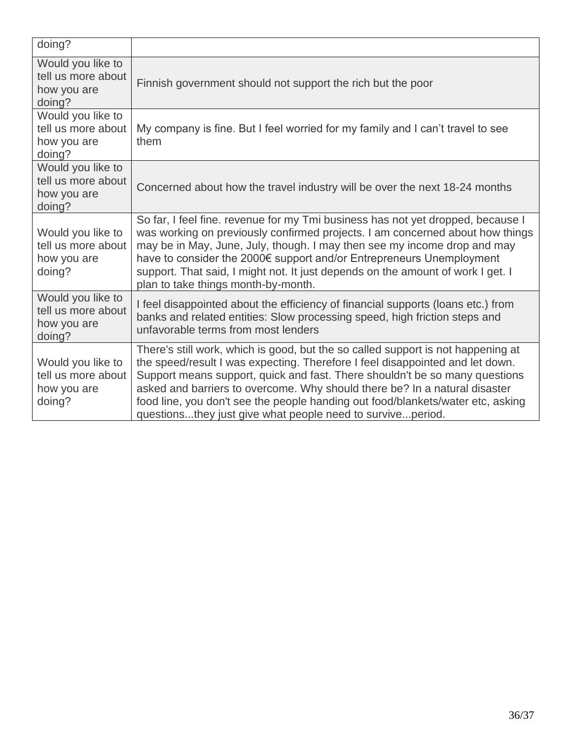| | |
|---|---|
| doing? | |
| Would you like to tell us more about how you are doing? | Finnish government should not support the rich but the poor |
| Would you like to tell us more about how you are doing? | My company is fine. But I feel worried for my family and I can't travel to see them |
| Would you like to tell us more about how you are doing? | Concerned about how the travel industry will be over the next 18-24 months |
| Would you like to tell us more about how you are doing? | So far, I feel fine. revenue for my Tmi business has not yet dropped, because I was working on previously confirmed projects. I am concerned about how things may be in May, June, July, though. I may then see my income drop and may have to consider the 2000€ support and/or Entrepreneurs Unemployment support. That said, I might not. It just depends on the amount of work I get. I plan to take things month-by-month. |
| Would you like to tell us more about how you are doing? | I feel disappointed about the efficiency of financial supports (loans etc.) from banks and related entities: Slow processing speed, high friction steps and unfavorable terms from most lenders |
| Would you like to tell us more about how you are doing? | There's still work, which is good, but the so called support is not happening at the speed/result I was expecting. Therefore I feel disappointed and let down. Support means support, quick and fast. There shouldn't be so many questions asked and barriers to overcome. Why should there be? In a natural disaster food line, you don't see the people handing out food/blankets/water etc, asking questions...they just give what people need to survive...period. |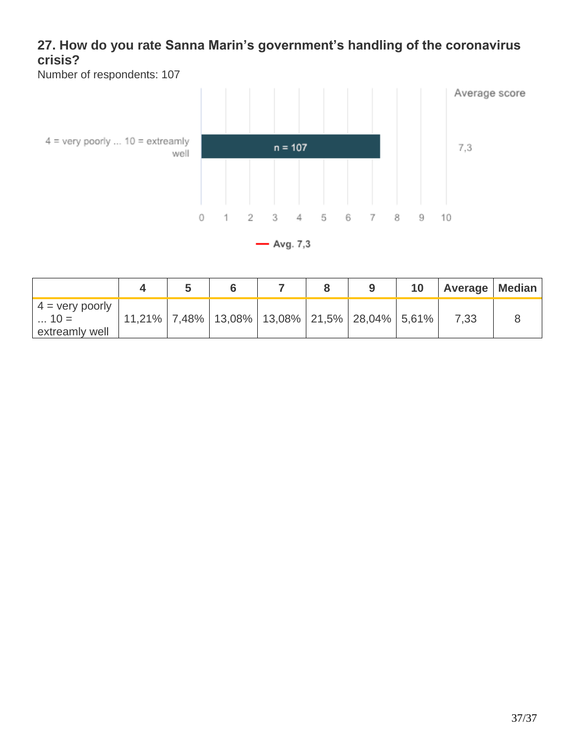### 27. How do you rate Sanna Marin's government's handling of the coronavirus crisis?

Number of respondents: 107

Average score

4 = very poorly ... 10 = extreamly well

n = 107

7,3

0 1 2 3 4 5 6 7 8 9 10

Avg. 7,3

| | 4 | 5 | 6 | 7 | 8 | 9 | 10 | Average | Median |
|---|---|---|---|---|---|---|---|---|---|
| 4 = very poorly ... 10 = extreamly well | 11,21% | 7,48% | 13,08% | 13,08% | 21,5% | 28,04% | 5,61% | 7,33 | 8 |